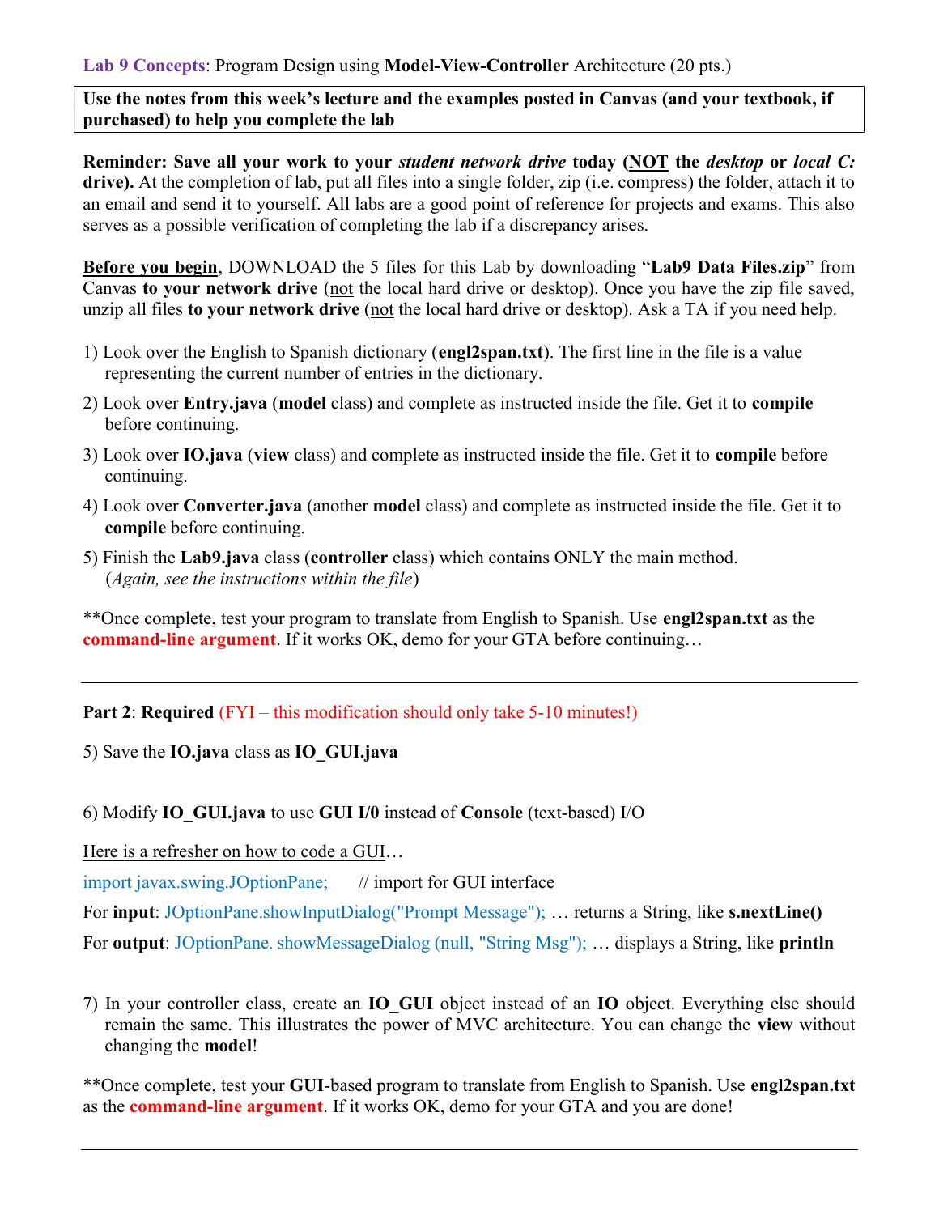**Lab 9 Concepts**: Program Design using **Model-View-Controller** Architecture (20 pts.)

**Use the notes from this week's lecture and the examples posted in Canvas (and your textbook, if purchased) to help you complete the lab**

**Reminder: Save all your work to your *student network drive* today (NOT the *desktop* or *local C:* drive).** At the completion of lab, put all files into a single folder, zip (i.e. compress) the folder, attach it to an email and send it to yourself. All labs are a good point of reference for projects and exams. This also serves as a possible verification of completing the lab if a discrepancy arises.

**Before you begin**, DOWNLOAD the 5 files for this Lab by downloading "**Lab9 Data Files.zip**" from Canvas **to your network drive** (not the local hard drive or desktop). Once you have the zip file saved, unzip all files **to your network drive** (not the local hard drive or desktop). Ask a TA if you need help.

1) Look over the English to Spanish dictionary (**engl2span.txt**). The first line in the file is a value representing the current number of entries in the dictionary.
2) Look over **Entry.java** (**model** class) and complete as instructed inside the file. Get it to **compile** before continuing.
3) Look over **IO.java** (**view** class) and complete as instructed inside the file. Get it to **compile** before continuing.
4) Look over **Converter.java** (another **model** class) and complete as instructed inside the file. Get it to **compile** before continuing.
5) Finish the **Lab9.java** class (**controller** class) which contains ONLY the main method. (*Again, see the instructions within the file*)

**Once complete, test your program to translate from English to Spanish. Use **engl2span.txt** as the **command-line argument**. If it works OK, demo for your GTA before continuing…

---

**Part 2**: **Required** (FYI – this modification should only take 5-10 minutes!)

5) Save the **IO.java** class as **IO_GUI.java**

6) Modify **IO_GUI.java** to use **GUI I/0** instead of **Console** (text-based) I/O

Here is a refresher on how to code a GUI…

import javax.swing.JOptionPane; // import for GUI interface

For **input**: JOptionPane.showInputDialog("Prompt Message"); … returns a String, like **s.nextLine()**

For **output**: JOptionPane. showMessageDialog (null, "String Msg"); … displays a String, like **println**

7) In your controller class, create an **IO_GUI** object instead of an **IO** object. Everything else should remain the same. This illustrates the power of MVC architecture. You can change the **view** without changing the **model**!

**Once complete, test your **GUI**-based program to translate from English to Spanish. Use **engl2span.txt** as the **command-line argument**. If it works OK, demo for your GTA and you are done!

---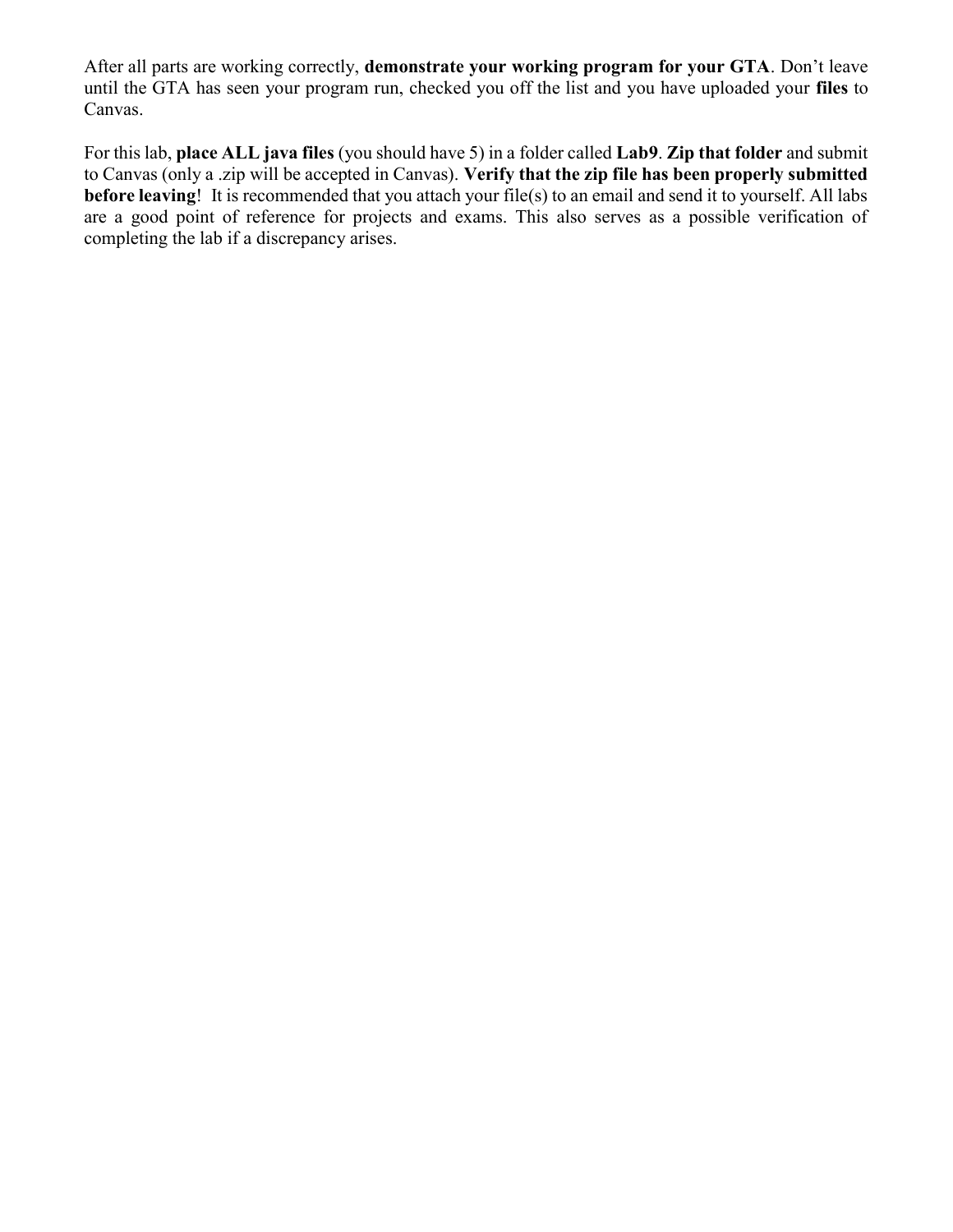After all parts are working correctly, **demonstrate your working program for your GTA**. Don't leave until the GTA has seen your program run, checked you off the list and you have uploaded your **files** to Canvas.

For this lab, **place ALL java files** (you should have 5) in a folder called **Lab9**. **Zip that folder** and submit to Canvas (only a .zip will be accepted in Canvas). **Verify that the zip file has been properly submitted before leaving**! It is recommended that you attach your file(s) to an email and send it to yourself. All labs are a good point of reference for projects and exams. This also serves as a possible verification of completing the lab if a discrepancy arises.